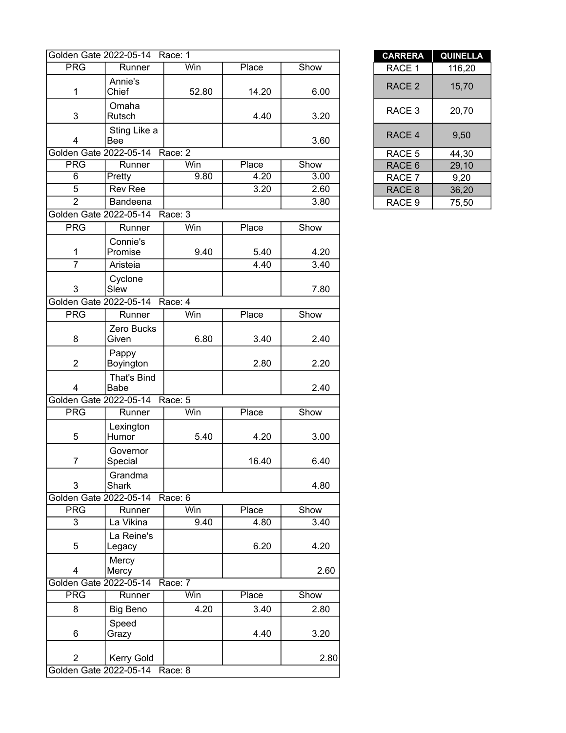| Golden Gate 2022-05-14 Race: 1 | | | | |
|---|---|---|---|---|
| PRG | Runner | Win | Place | Show |
| 1 | Annie's Chief | 52.80 | 14.20 | 6.00 |
| 3 | Omaha Rutsch | | 4.40 | 3.20 |
| 4 | Sting Like a Bee | | | 3.60 |

| Golden Gate 2022-05-14 Race: 2 | | | | |
|---|---|---|---|---|
| PRG | Runner | Win | Place | Show |
| 6 | Pretty | 9.80 | 4.20 | 3.00 |
| 5 | Rev Ree | | 3.20 | 2.60 |
| 2 | Bandeena | | | 3.80 |

| Golden Gate 2022-05-14 Race: 3 | | | | |
|---|---|---|---|---|
| PRG | Runner | Win | Place | Show |
| 1 | Connie's Promise | 9.40 | 5.40 | 4.20 |
| 7 | Aristeia | | 4.40 | 3.40 |
| 3 | Cyclone Slew | | | 7.80 |

| Golden Gate 2022-05-14 Race: 4 | | | | |
|---|---|---|---|---|
| PRG | Runner | Win | Place | Show |
| 8 | Zero Bucks Given | 6.80 | 3.40 | 2.40 |
| 2 | Pappy Boyington | | 2.80 | 2.20 |
| 4 | That's Bind Babe | | | 2.40 |

| Golden Gate 2022-05-14 Race: 5 | | | | |
|---|---|---|---|---|
| PRG | Runner | Win | Place | Show |
| 5 | Lexington Humor | 5.40 | 4.20 | 3.00 |
| 7 | Governor Special | | 16.40 | 6.40 |
| 3 | Grandma Shark | | | 4.80 |

| Golden Gate 2022-05-14 Race: 6 | | | | |
|---|---|---|---|---|
| PRG | Runner | Win | Place | Show |
| 3 | La Vikina | 9.40 | 4.80 | 3.40 |
| 5 | La Reine's Legacy | | 6.20 | 4.20 |
| 4 | Mercy Mercy | | | 2.60 |

| Golden Gate 2022-05-14 Race: 7 | | | | |
|---|---|---|---|---|
| PRG | Runner | Win | Place | Show |
| 8 | Big Beno | 4.20 | 3.40 | 2.80 |
| 6 | Speed Grazy | | 4.40 | 3.20 |
| 2 | Kerry Gold | | | 2.80 |

Golden Gate 2022-05-14 Race: 8

| CARRERA | QUINELLA |
|---|---|
| RACE 1 | 116,20 |
| RACE 2 | 15,70 |
| RACE 3 | 20,70 |
| RACE 4 | 9,50 |
| RACE 5 | 44,30 |
| RACE 6 | 29,10 |
| RACE 7 | 9,20 |
| RACE 8 | 36,20 |
| RACE 9 | 75,50 |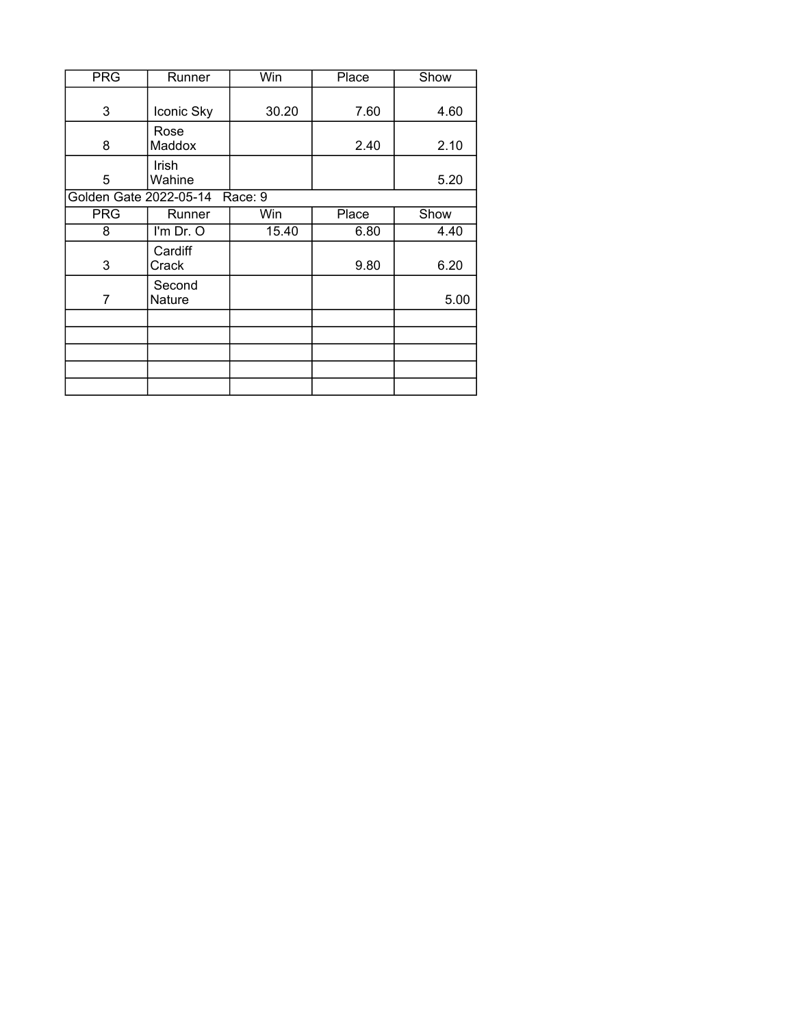| PRG | Runner | Win | Place | Show |
|---|---|---|---|---|
| 3 | Iconic Sky | 30.20 | 7.60 | 4.60 |
| 8 | Rose Maddox | | 2.40 | 2.10 |
| 5 | Irish Wahine | | | 5.20 |

Golden Gate 2022-05-14 Race: 9

| PRG | Runner | Win | Place | Show |
|---|---|---|---|---|
| 8 | I'm Dr. O | 15.40 | 6.80 | 4.40 |
| 3 | Cardiff Crack | | 9.80 | 6.20 |
| 7 | Second Nature | | | 5.00 |
| | | | | |
| | | | | |
| | | | | |
| | | | | |
| | | | | |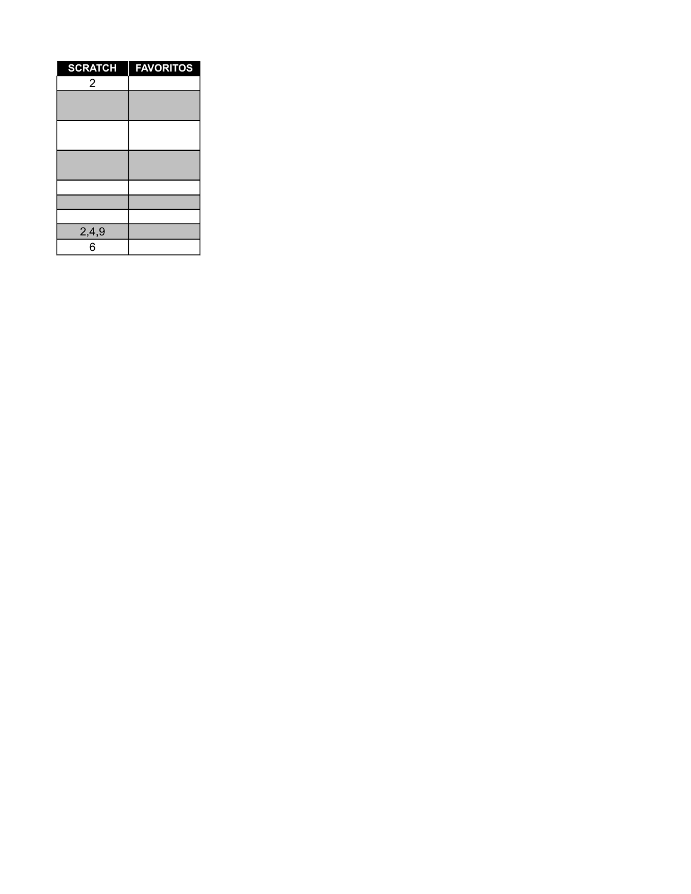| SCRATCH | FAVORITOS |
|---|---|
| 2 | |
| | |
| | |
| | |
| | |
| | |
| | |
| 2,4,9 | |
| 6 | |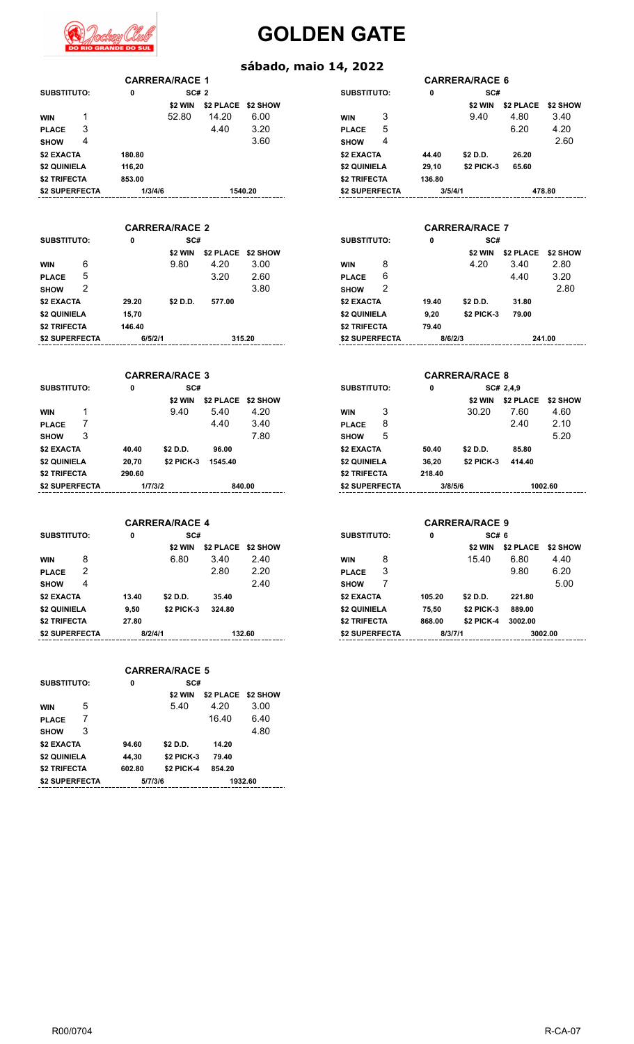# GOLDEN GATE

## sábado, maio 14, 2022

### CARRERA/RACE 1

| SUBSTITUTO: | 0 | SC# 2 | | |
|---|---|---|---|---|
| | | $2 WIN | $2 PLACE | $2 SHOW |
| WIN 1 | | 52.80 | 14.20 | 6.00 |
| PLACE 3 | | | 4.40 | 3.20 |
| SHOW 4 | | | | 3.60 |
| $2 EXACTA | 180.80 | | | |
| $2 QUINIELA | 116,20 | | | |
| $2 TRIFECTA | 853.00 | | | |
| $2 SUPERFECTA | 1/3/4/6 | | 1540.20 | |

### CARRERA/RACE 2

| SUBSTITUTO: | 0 | SC# | | |
|---|---|---|---|---|
| | | $2 WIN | $2 PLACE | $2 SHOW |
| WIN 6 | | 9.80 | 4.20 | 3.00 |
| PLACE 5 | | | 3.20 | 2.60 |
| SHOW 2 | | | | 3.80 |
| $2 EXACTA | 29.20 | $2 D.D. | 577.00 | |
| $2 QUINIELA | 15,70 | | | |
| $2 TRIFECTA | 146.40 | | | |
| $2 SUPERFECTA | 6/5/2/1 | | 315.20 | |

### CARRERA/RACE 3

| SUBSTITUTO: | 0 | SC# | | |
|---|---|---|---|---|
| | | $2 WIN | $2 PLACE | $2 SHOW |
| WIN 1 | | 9.40 | 5.40 | 4.20 |
| PLACE 7 | | | 4.40 | 3.40 |
| SHOW 3 | | | | 7.80 |
| $2 EXACTA | 40.40 | $2 D.D. | 96.00 | |
| $2 QUINIELA | 20,70 | $2 PICK-3 | 1545.40 | |
| $2 TRIFECTA | 290.60 | | | |
| $2 SUPERFECTA | 1/7/3/2 | | 840.00 | |

### CARRERA/RACE 4

| SUBSTITUTO: | 0 | SC# | | |
|---|---|---|---|---|
| | | $2 WIN | $2 PLACE | $2 SHOW |
| WIN 8 | | 6.80 | 3.40 | 2.40 |
| PLACE 2 | | | 2.80 | 2.20 |
| SHOW 4 | | | | 2.40 |
| $2 EXACTA | 13.40 | $2 D.D. | 35.40 | |
| $2 QUINIELA | 9,50 | $2 PICK-3 | 324.80 | |
| $2 TRIFECTA | 27.80 | | | |
| $2 SUPERFECTA | 8/2/4/1 | | 132.60 | |

### CARRERA/RACE 5

| SUBSTITUTO: | 0 | SC# | | |
|---|---|---|---|---|
| | | $2 WIN | $2 PLACE | $2 SHOW |
| WIN 5 | | 5.40 | 4.20 | 3.00 |
| PLACE 7 | | | 16.40 | 6.40 |
| SHOW 3 | | | | 4.80 |
| $2 EXACTA | 94.60 | $2 D.D. | 14.20 | |
| $2 QUINIELA | 44,30 | $2 PICK-3 | 79.40 | |
| $2 TRIFECTA | 602.80 | $2 PICK-4 | 854.20 | |
| $2 SUPERFECTA | 5/7/3/6 | | 1932.60 | |

### CARRERA/RACE 6

| SUBSTITUTO: | 0 | SC# | | |
|---|---|---|---|---|
| | | $2 WIN | $2 PLACE | $2 SHOW |
| WIN 3 | | 9.40 | 4.80 | 3.40 |
| PLACE 5 | | | 6.20 | 4.20 |
| SHOW 4 | | | | 2.60 |
| $2 EXACTA | 44.40 | $2 D.D. | 26.20 | |
| $2 QUINIELA | 29,10 | $2 PICK-3 | 65.60 | |
| $2 TRIFECTA | 136.80 | | | |
| $2 SUPERFECTA | 3/5/4/1 | | 478.80 | |

### CARRERA/RACE 7

| SUBSTITUTO: | 0 | SC# | | |
|---|---|---|---|---|
| | | $2 WIN | $2 PLACE | $2 SHOW |
| WIN 8 | | 4.20 | 3.40 | 2.80 |
| PLACE 6 | | | 4.40 | 3.20 |
| SHOW 2 | | | | 2.80 |
| $2 EXACTA | 19.40 | $2 D.D. | 31.80 | |
| $2 QUINIELA | 9,20 | $2 PICK-3 | 79.00 | |
| $2 TRIFECTA | 79.40 | | | |
| $2 SUPERFECTA | 8/6/2/3 | | 241.00 | |

### CARRERA/RACE 8

| SUBSTITUTO: | 0 | SC# 2,4,9 | | |
|---|---|---|---|---|
| | | $2 WIN | $2 PLACE | $2 SHOW |
| WIN 3 | | 30.20 | 7.60 | 4.60 |
| PLACE 8 | | | 2.40 | 2.10 |
| SHOW 5 | | | | 5.20 |
| $2 EXACTA | 50.40 | $2 D.D. | 85.80 | |
| $2 QUINIELA | 36,20 | $2 PICK-3 | 414.40 | |
| $2 TRIFECTA | 218.40 | | | |
| $2 SUPERFECTA | 3/8/5/6 | | 1002.60 | |

### CARRERA/RACE 9

| SUBSTITUTO: | 0 | SC# 6 | | |
|---|---|---|---|---|
| | | $2 WIN | $2 PLACE | $2 SHOW |
| WIN 8 | | 15.40 | 6.80 | 4.40 |
| PLACE 3 | | | 9.80 | 6.20 |
| SHOW 7 | | | | 5.00 |
| $2 EXACTA | 105.20 | $2 D.D. | 221.80 | |
| $2 QUINIELA | 75,50 | $2 PICK-3 | 889.00 | |
| $2 TRIFECTA | 868.00 | $2 PICK-4 | 3002.00 | |
| $2 SUPERFECTA | 8/3/7/1 | | 3002.00 | |

R00/0704 R-CA-07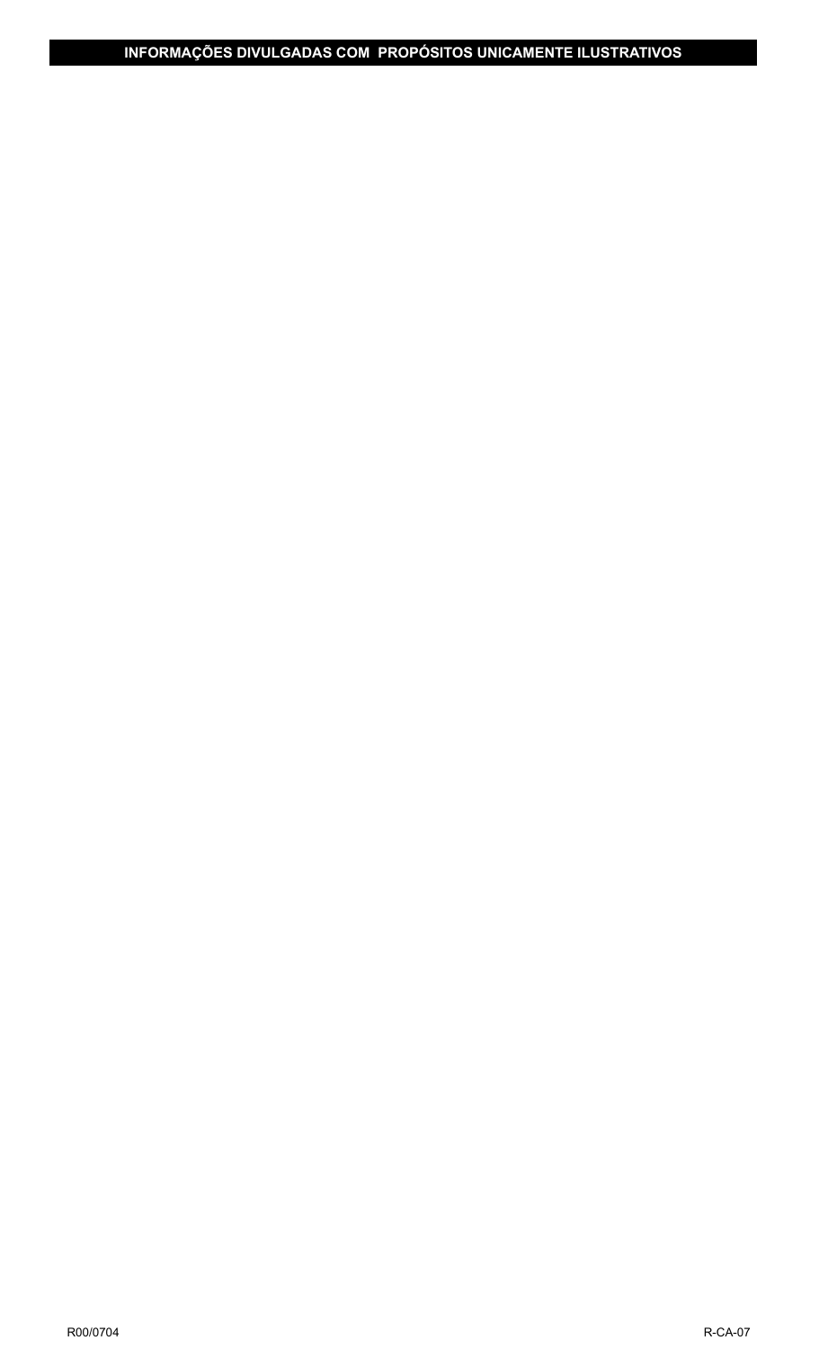**INFORMAÇÕES DIVULGADAS COM PROPÓSITOS UNICAMENTE ILUSTRATIVOS**

R00/0704 R-CA-07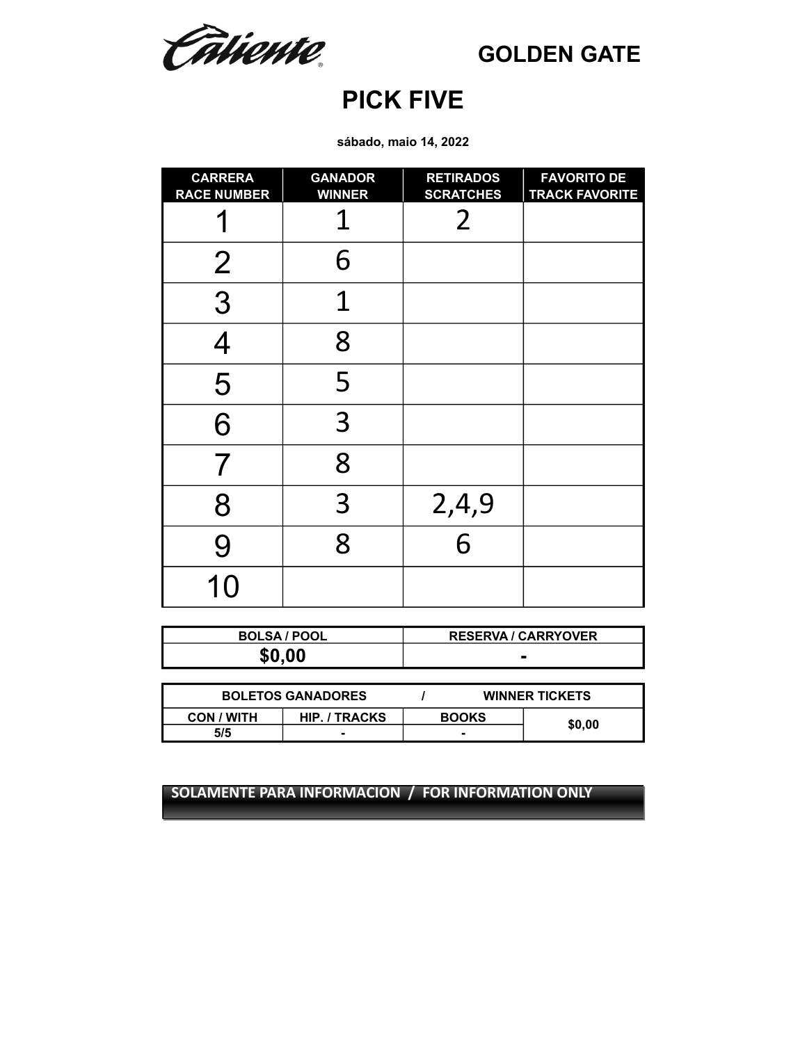Caliente

GOLDEN GATE

# PICK FIVE

**sábado, maio 14, 2022**

| CARRERA RACE NUMBER | GANADOR WINNER | RETIRADOS SCRATCHES | FAVORITO DE TRACK FAVORITE |
|---|---|---|---|
| 1 | 1 | 2 | |
| 2 | 6 | | |
| 3 | 1 | | |
| 4 | 8 | | |
| 5 | 5 | | |
| 6 | 3 | | |
| 7 | 8 | | |
| 8 | 3 | 2,4,9 | |
| 9 | 8 | 6 | |
| 10 | | | |

| BOLSA / POOL | RESERVA / CARRYOVER |
|---|---|
| **$0,00** | **-** |

| BOLETOS GANADORES / WINNER TICKETS | | | |
|---|---|---|---|
| CON / WITH | HIP. / TRACKS | BOOKS | $0,00 |
| 5/5 | - | - | |

**SOLAMENTE PARA INFORMACION / FOR INFORMATION ONLY**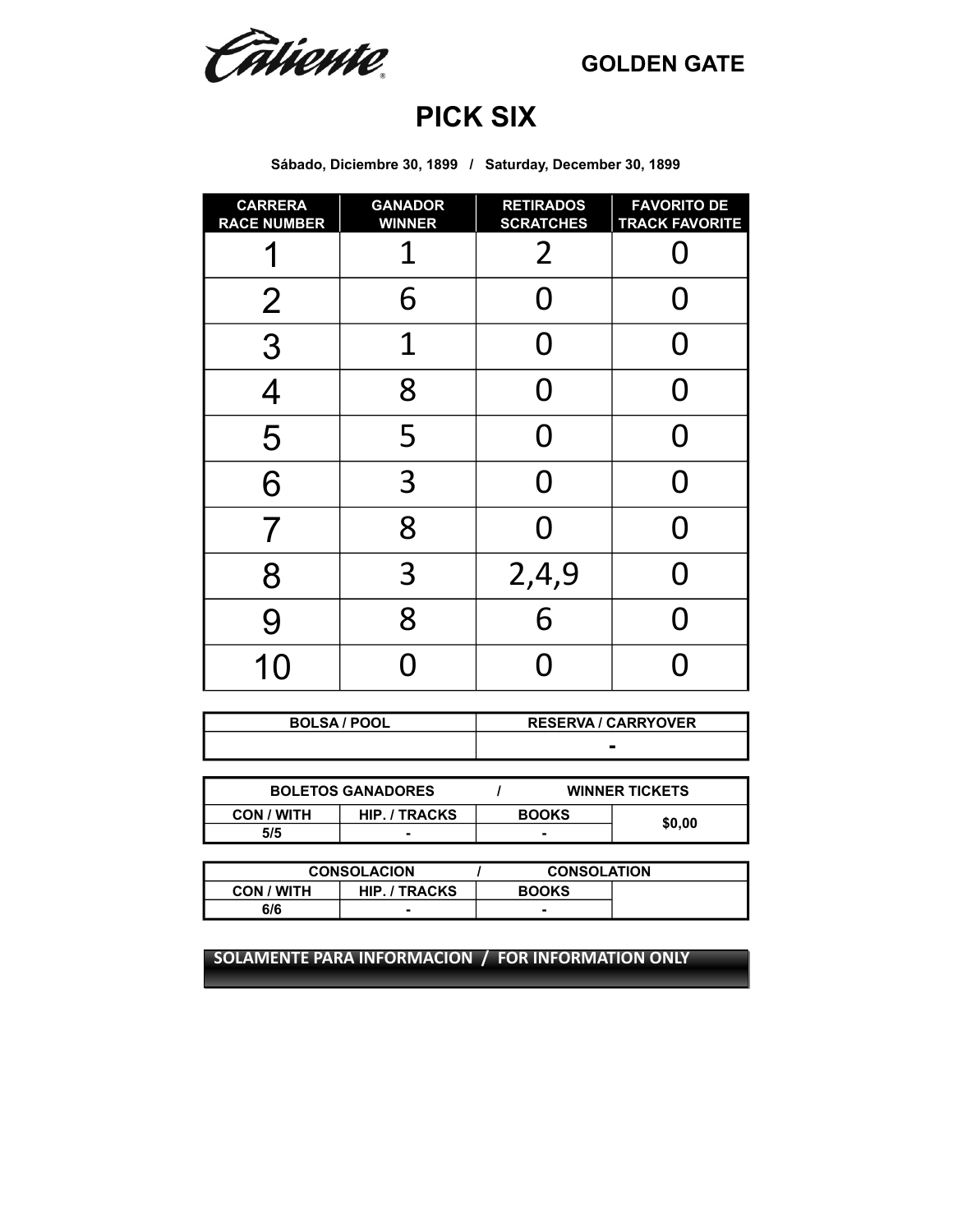Caliente

GOLDEN GATE

# PICK SIX

**Sábado, Diciembre 30, 1899 / Saturday, December 30, 1899**

| CARRERA RACE NUMBER | GANADOR WINNER | RETIRADOS SCRATCHES | FAVORITO DE TRACK FAVORITE |
|---|---|---|---|
| 1 | 1 | 2 | 0 |
| 2 | 6 | 0 | 0 |
| 3 | 1 | 0 | 0 |
| 4 | 8 | 0 | 0 |
| 5 | 5 | 0 | 0 |
| 6 | 3 | 0 | 0 |
| 7 | 8 | 0 | 0 |
| 8 | 3 | 2,4,9 | 0 |
| 9 | 8 | 6 | 0 |
| 10 | 0 | 0 | 0 |

| BOLSA / POOL | RESERVA / CARRYOVER |
|---|---|
| | - |

| BOLETOS GANADORES / WINNER TICKETS | | | |
|---|---|---|---|
| CON / WITH | HIP. / TRACKS | BOOKS | $0,00 |
| 5/5 | - | - | |

| CONSOLACION / CONSOLATION | | | |
|---|---|---|---|
| CON / WITH | HIP. / TRACKS | BOOKS | |
| 6/6 | - | - | |

SOLAMENTE PARA INFORMACION / FOR INFORMATION ONLY